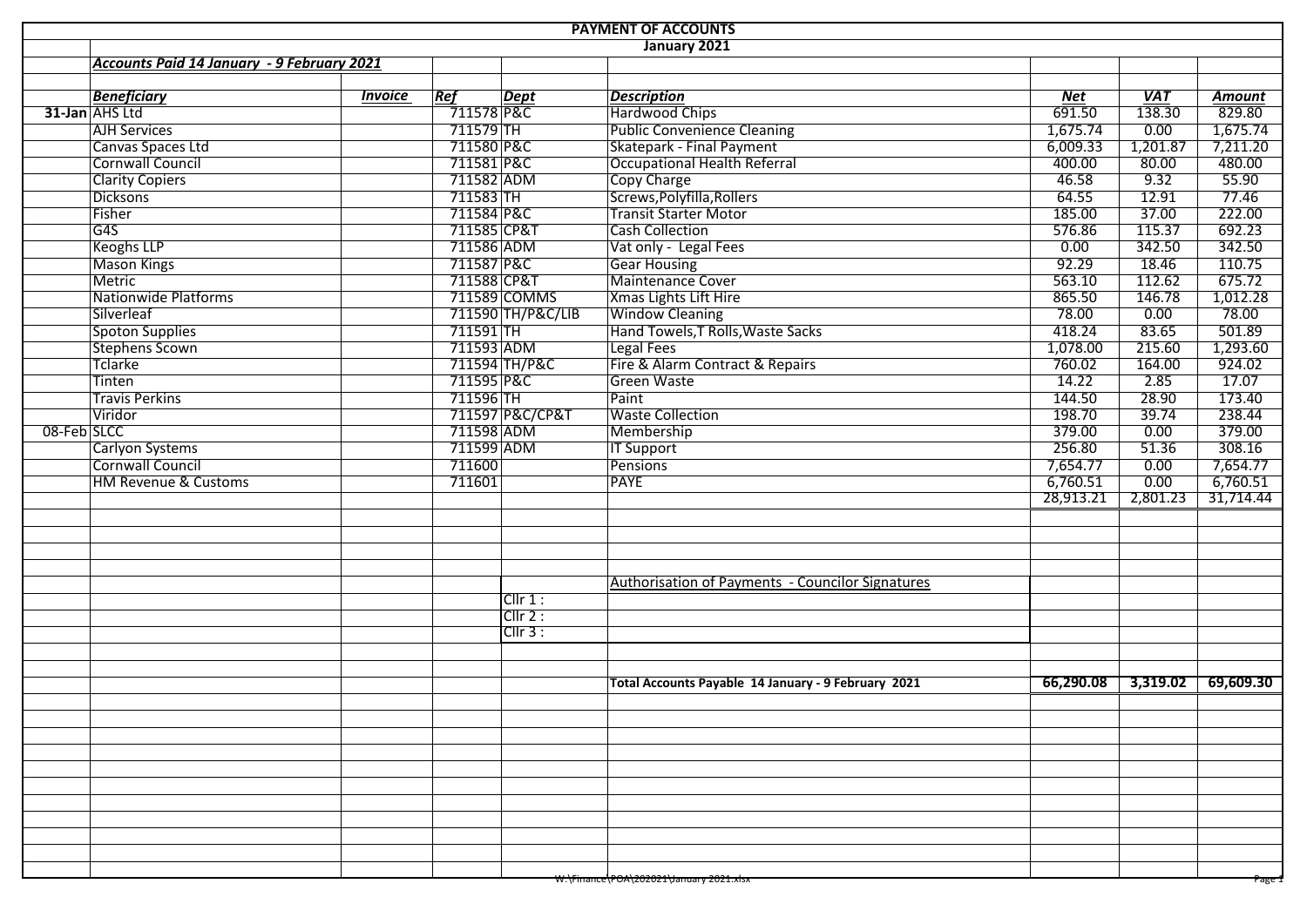# PAYMENT OF ACCOUNTS

## January 2021

***Accounts Paid 14 January - 9 February 2021***

| | ***Beneficiary*** | ***Invoice*** | ***Ref*** | ***Dept*** | ***Description*** | ***Net*** | ***VAT*** | ***Amount*** |
|---|---|---|---|---|---|---|---|---|
| **31-Jan** | AHS Ltd | | 711578 | P&C | Hardwood Chips | 691.50 | 138.30 | 829.80 |
| | AJH Services | | 711579 | TH | Public Convenience Cleaning | 1,675.74 | 0.00 | 1,675.74 |
| | Canvas Spaces Ltd | | 711580 | P&C | Skatepark - Final Payment | 6,009.33 | 1,201.87 | 7,211.20 |
| | Cornwall Council | | 711581 | P&C | Occupational Health Referral | 400.00 | 80.00 | 480.00 |
| | Clarity Copiers | | 711582 | ADM | Copy Charge | 46.58 | 9.32 | 55.90 |
| | Dicksons | | 711583 | TH | Screws,Polyfilla,Rollers | 64.55 | 12.91 | 77.46 |
| | Fisher | | 711584 | P&C | Transit Starter Motor | 185.00 | 37.00 | 222.00 |
| | G4S | | 711585 | CP&T | Cash Collection | 576.86 | 115.37 | 692.23 |
| | Keoghs LLP | | 711586 | ADM | Vat only - Legal Fees | 0.00 | 342.50 | 342.50 |
| | Mason Kings | | 711587 | P&C | Gear Housing | 92.29 | 18.46 | 110.75 |
| | Metric | | 711588 | CP&T | Maintenance Cover | 563.10 | 112.62 | 675.72 |
| | Nationwide Platforms | | 711589 | COMMS | Xmas Lights Lift Hire | 865.50 | 146.78 | 1,012.28 |
| | Silverleaf | | 711590 | TH/P&C/LIB | Window Cleaning | 78.00 | 0.00 | 78.00 |
| | Spoton Supplies | | 711591 | TH | Hand Towels,T Rolls,Waste Sacks | 418.24 | 83.65 | 501.89 |
| | Stephens Scown | | 711593 | ADM | Legal Fees | 1,078.00 | 215.60 | 1,293.60 |
| | Tclarke | | 711594 | TH/P&C | Fire & Alarm Contract & Repairs | 760.02 | 164.00 | 924.02 |
| | Tinten | | 711595 | P&C | Green Waste | 14.22 | 2.85 | 17.07 |
| | Travis Perkins | | 711596 | TH | Paint | 144.50 | 28.90 | 173.40 |
| | Viridor | | 711597 | P&C/CP&T | Waste Collection | 198.70 | 39.74 | 238.44 |
| 08-Feb | SLCC | | 711598 | ADM | Membership | 379.00 | 0.00 | 379.00 |
| | Carlyon Systems | | 711599 | ADM | IT Support | 256.80 | 51.36 | 308.16 |
| | Cornwall Council | | 711600 | | Pensions | 7,654.77 | 0.00 | 7,654.77 |
| | HM Revenue & Customs | | 711601 | | PAYE | 6,760.51 | 0.00 | 6,760.51 |
| | | | | | | 28,913.21 | 2,801.23 | 31,714.44 |

Authorisation of Payments - Councilor Signatures

Cllr 1 :

Cllr 2 :

Cllr 3 :

| | Net | VAT | Amount |
|---|---|---|---|
| **Total Accounts Payable 14 January - 9 February 2021** | **66,290.08** | **3,319.02** | **69,609.30** |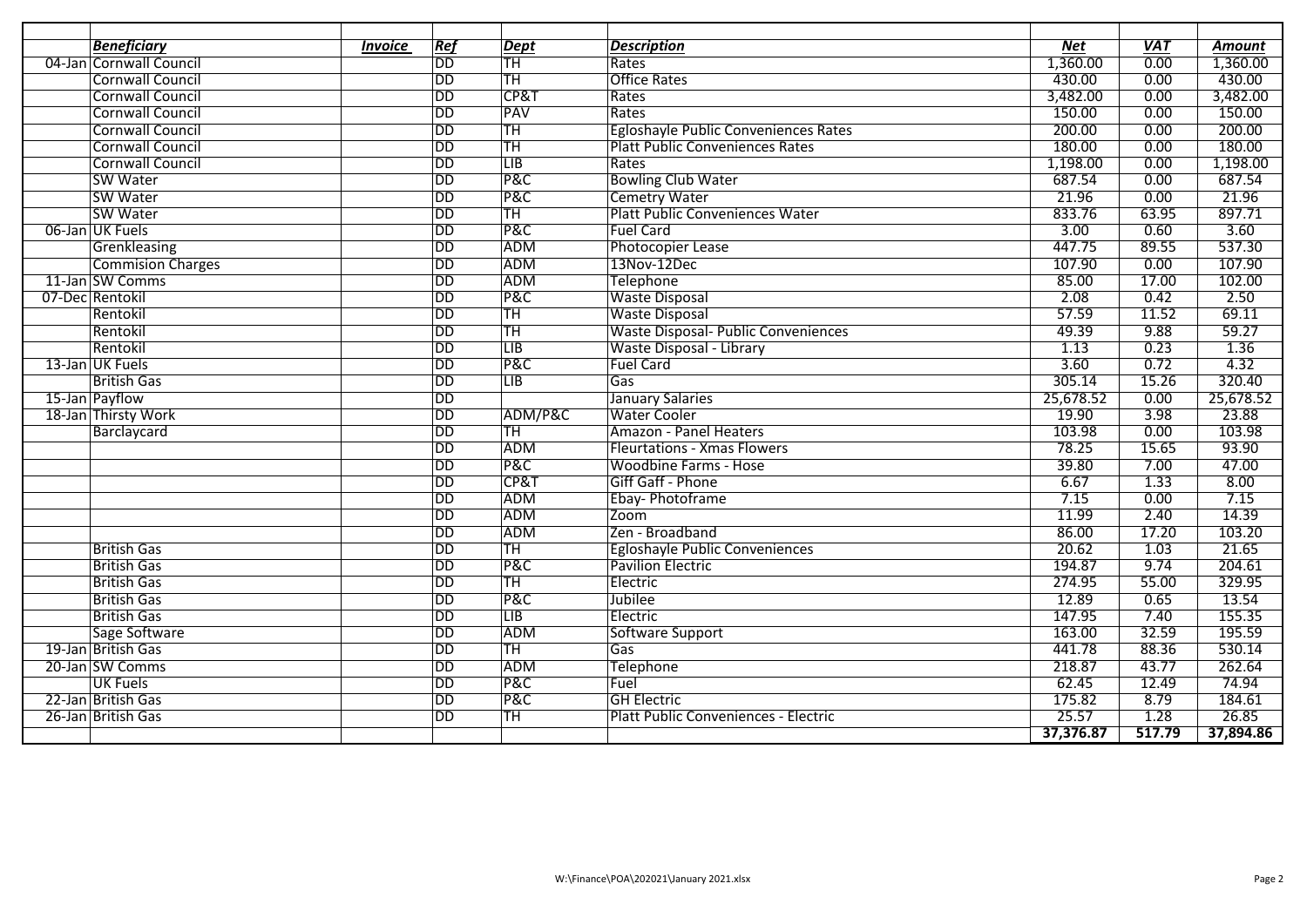| | Beneficiary | Invoice | Ref | Dept | Description | Net | VAT | Amount |
|---|---|---|---|---|---|---|---|---|
| 04-Jan | Cornwall Council | | DD | TH | Rates | 1,360.00 | 0.00 | 1,360.00 |
| | Cornwall Council | | DD | TH | Office Rates | 430.00 | 0.00 | 430.00 |
| | Cornwall Council | | DD | CP&T | Rates | 3,482.00 | 0.00 | 3,482.00 |
| | Cornwall Council | | DD | PAV | Rates | 150.00 | 0.00 | 150.00 |
| | Cornwall Council | | DD | TH | Egloshayle Public Conveniences Rates | 200.00 | 0.00 | 200.00 |
| | Cornwall Council | | DD | TH | Platt Public Conveniences Rates | 180.00 | 0.00 | 180.00 |
| | Cornwall Council | | DD | LIB | Rates | 1,198.00 | 0.00 | 1,198.00 |
| | SW Water | | DD | P&C | Bowling Club Water | 687.54 | 0.00 | 687.54 |
| | SW Water | | DD | P&C | Cemetry Water | 21.96 | 0.00 | 21.96 |
| | SW Water | | DD | TH | Platt Public Conveniences Water | 833.76 | 63.95 | 897.71 |
| 06-Jan | UK Fuels | | DD | P&C | Fuel Card | 3.00 | 0.60 | 3.60 |
| | Grenkleasing | | DD | ADM | Photocopier Lease | 447.75 | 89.55 | 537.30 |
| | Commision Charges | | DD | ADM | 13Nov-12Dec | 107.90 | 0.00 | 107.90 |
| 11-Jan | SW Comms | | DD | ADM | Telephone | 85.00 | 17.00 | 102.00 |
| 07-Dec | Rentokil | | DD | P&C | Waste Disposal | 2.08 | 0.42 | 2.50 |
| | Rentokil | | DD | TH | Waste Disposal | 57.59 | 11.52 | 69.11 |
| | Rentokil | | DD | TH | Waste Disposal- Public Conveniences | 49.39 | 9.88 | 59.27 |
| | Rentokil | | DD | LIB | Waste Disposal - Library | 1.13 | 0.23 | 1.36 |
| 13-Jan | UK Fuels | | DD | P&C | Fuel Card | 3.60 | 0.72 | 4.32 |
| | British Gas | | DD | LIB | Gas | 305.14 | 15.26 | 320.40 |
| 15-Jan | Payflow | | DD | | January Salaries | 25,678.52 | 0.00 | 25,678.52 |
| 18-Jan | Thirsty Work | | DD | ADM/P&C | Water Cooler | 19.90 | 3.98 | 23.88 |
| | Barclaycard | | DD | TH | Amazon - Panel Heaters | 103.98 | 0.00 | 103.98 |
| | | | DD | ADM | Fleurtations - Xmas Flowers | 78.25 | 15.65 | 93.90 |
| | | | DD | P&C | Woodbine Farms - Hose | 39.80 | 7.00 | 47.00 |
| | | | DD | CP&T | Giff Gaff - Phone | 6.67 | 1.33 | 8.00 |
| | | | DD | ADM | Ebay- Photoframe | 7.15 | 0.00 | 7.15 |
| | | | DD | ADM | Zoom | 11.99 | 2.40 | 14.39 |
| | | | DD | ADM | Zen - Broadband | 86.00 | 17.20 | 103.20 |
| | British Gas | | DD | TH | Egloshayle Public Conveniences | 20.62 | 1.03 | 21.65 |
| | British Gas | | DD | P&C | Pavilion Electric | 194.87 | 9.74 | 204.61 |
| | British Gas | | DD | TH | Electric | 274.95 | 55.00 | 329.95 |
| | British Gas | | DD | P&C | Jubilee | 12.89 | 0.65 | 13.54 |
| | British Gas | | DD | LIB | Electric | 147.95 | 7.40 | 155.35 |
| | Sage Software | | DD | ADM | Software Support | 163.00 | 32.59 | 195.59 |
| 19-Jan | British Gas | | DD | TH | Gas | 441.78 | 88.36 | 530.14 |
| 20-Jan | SW Comms | | DD | ADM | Telephone | 218.87 | 43.77 | 262.64 |
| | UK Fuels | | DD | P&C | Fuel | 62.45 | 12.49 | 74.94 |
| 22-Jan | British Gas | | DD | P&C | GH Electric | 175.82 | 8.79 | 184.61 |
| 26-Jan | British Gas | | DD | TH | Platt Public Conveniences - Electric | 25.57 | 1.28 | 26.85 |
| | | | | | | **37,376.87** | **517.79** | **37,894.86** |

W:\Finance\POA\202021\January 2021.xlsx